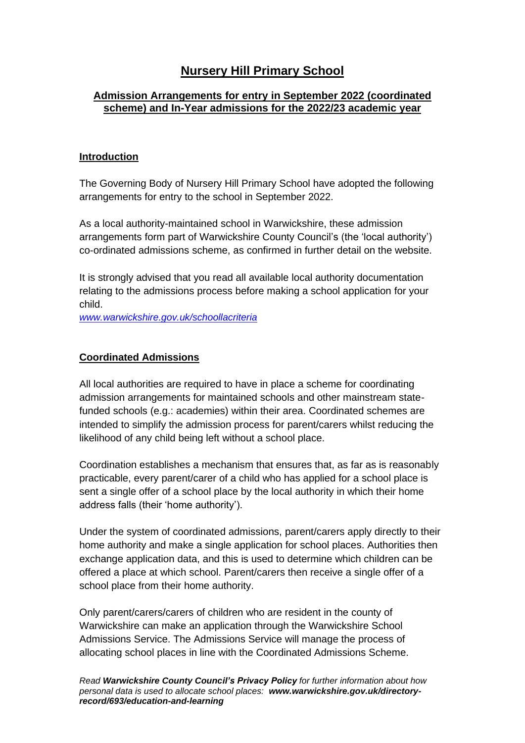# Nursery Hill Primary School

## Admission Arrangements for entry in September 2022 (coordinated scheme) and In-Year admissions for the 2022/23 academic year

### Introduction

The Governing Body of Nursery Hill Primary School have adopted the following arrangements for entry to the school in September 2022.

As a local authority-maintained school in Warwickshire, these admission arrangements form part of Warwickshire County Council's (the 'local authority') co-ordinated admissions scheme, as confirmed in further detail on the website.

It is strongly advised that you read all available local authority documentation relating to the admissions process before making a school application for your child.
*www.warwickshire.gov.uk/schoollacriteria*

### Coordinated Admissions

All local authorities are required to have in place a scheme for coordinating admission arrangements for maintained schools and other mainstream state-funded schools (e.g.: academies) within their area. Coordinated schemes are intended to simplify the admission process for parent/carers whilst reducing the likelihood of any child being left without a school place.

Coordination establishes a mechanism that ensures that, as far as is reasonably practicable, every parent/carer of a child who has applied for a school place is sent a single offer of a school place by the local authority in which their home address falls (their 'home authority').

Under the system of coordinated admissions, parent/carers apply directly to their home authority and make a single application for school places. Authorities then exchange application data, and this is used to determine which children can be offered a place at which school. Parent/carers then receive a single offer of a school place from their home authority.

Only parent/carers/carers of children who are resident in the county of Warwickshire can make an application through the Warwickshire School Admissions Service. The Admissions Service will manage the process of allocating school places in line with the Coordinated Admissions Scheme.

*Read **Warwickshire County Council's Privacy Policy** for further information about how personal data is used to allocate school places: **www.warwickshire.gov.uk/directory-record/693/education-and-learning***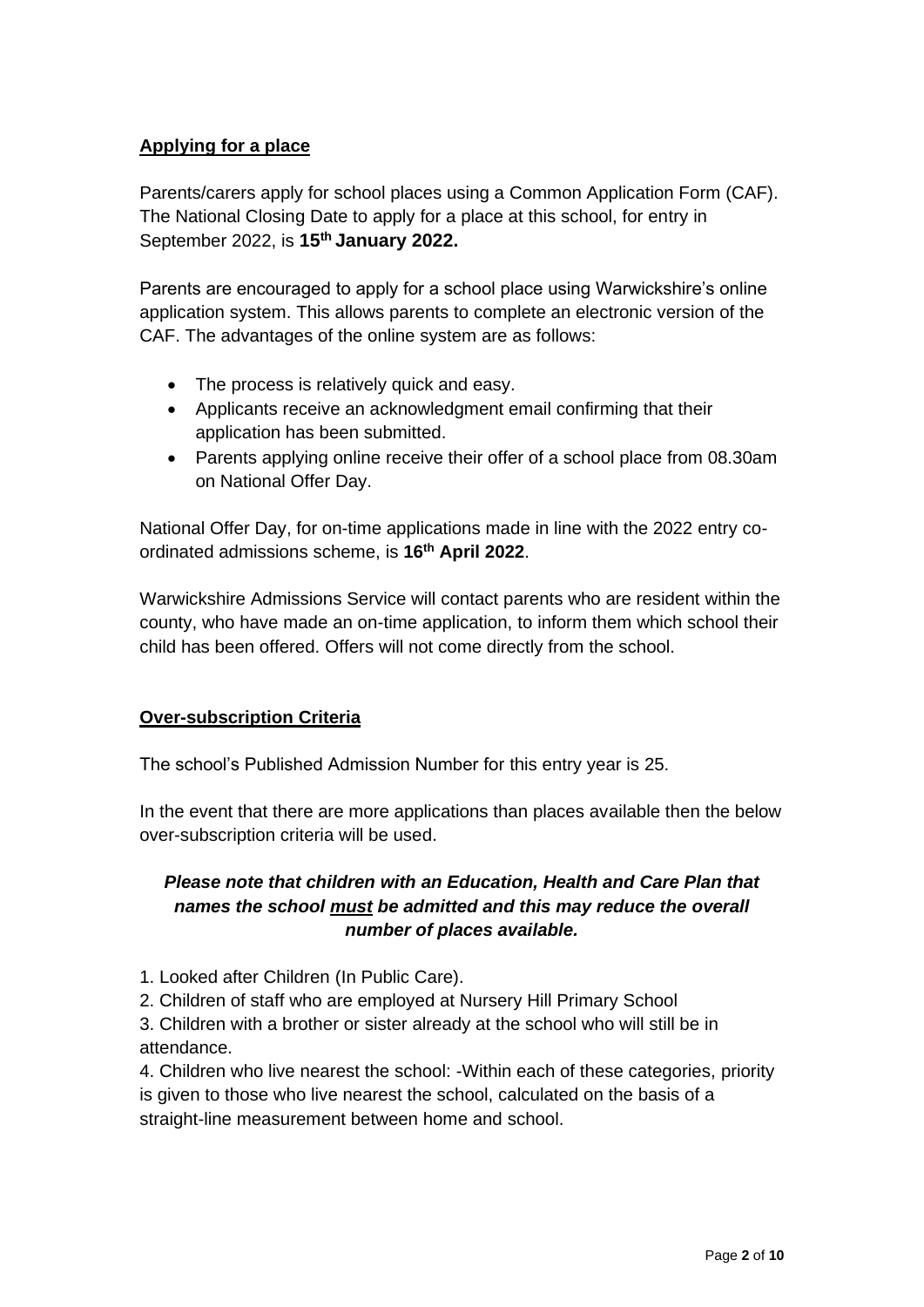## Applying for a place

Parents/carers apply for school places using a Common Application Form (CAF). The National Closing Date to apply for a place at this school, for entry in September 2022, is **15th January 2022.**

Parents are encouraged to apply for a school place using Warwickshire's online application system. This allows parents to complete an electronic version of the CAF. The advantages of the online system are as follows:

- The process is relatively quick and easy.
- Applicants receive an acknowledgment email confirming that their application has been submitted.
- Parents applying online receive their offer of a school place from 08.30am on National Offer Day.

National Offer Day, for on-time applications made in line with the 2022 entry co-ordinated admissions scheme, is **16th April 2022**.

Warwickshire Admissions Service will contact parents who are resident within the county, who have made an on-time application, to inform them which school their child has been offered. Offers will not come directly from the school.

## Over-subscription Criteria

The school's Published Admission Number for this entry year is 25.

In the event that there are more applications than places available then the below over-subscription criteria will be used.

***Please note that children with an Education, Health and Care Plan that names the school must be admitted and this may reduce the overall number of places available.***

1. Looked after Children (In Public Care).
2. Children of staff who are employed at Nursery Hill Primary School
3. Children with a brother or sister already at the school who will still be in attendance.
4. Children who live nearest the school: -Within each of these categories, priority is given to those who live nearest the school, calculated on the basis of a straight-line measurement between home and school.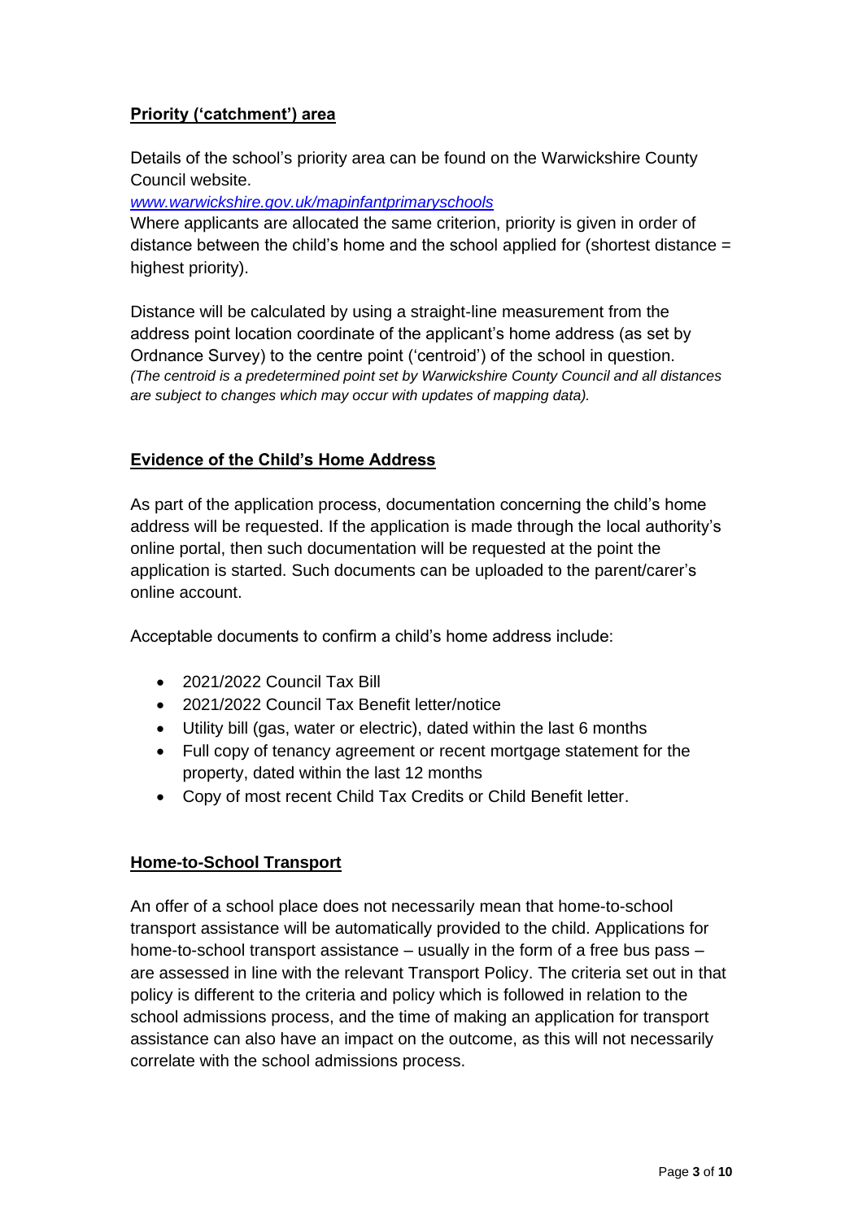## Priority ('catchment') area

Details of the school's priority area can be found on the Warwickshire County Council website.

*www.warwickshire.gov.uk/mapinfantprimaryschools*

Where applicants are allocated the same criterion, priority is given in order of distance between the child's home and the school applied for (shortest distance = highest priority).

Distance will be calculated by using a straight-line measurement from the address point location coordinate of the applicant's home address (as set by Ordnance Survey) to the centre point ('centroid') of the school in question. *(The centroid is a predetermined point set by Warwickshire County Council and all distances are subject to changes which may occur with updates of mapping data).*

## Evidence of the Child's Home Address

As part of the application process, documentation concerning the child's home address will be requested. If the application is made through the local authority's online portal, then such documentation will be requested at the point the application is started. Such documents can be uploaded to the parent/carer's online account.

Acceptable documents to confirm a child's home address include:

- 2021/2022 Council Tax Bill
- 2021/2022 Council Tax Benefit letter/notice
- Utility bill (gas, water or electric), dated within the last 6 months
- Full copy of tenancy agreement or recent mortgage statement for the property, dated within the last 12 months
- Copy of most recent Child Tax Credits or Child Benefit letter.

## Home-to-School Transport

An offer of a school place does not necessarily mean that home-to-school transport assistance will be automatically provided to the child. Applications for home-to-school transport assistance – usually in the form of a free bus pass – are assessed in line with the relevant Transport Policy. The criteria set out in that policy is different to the criteria and policy which is followed in relation to the school admissions process, and the time of making an application for transport assistance can also have an impact on the outcome, as this will not necessarily correlate with the school admissions process.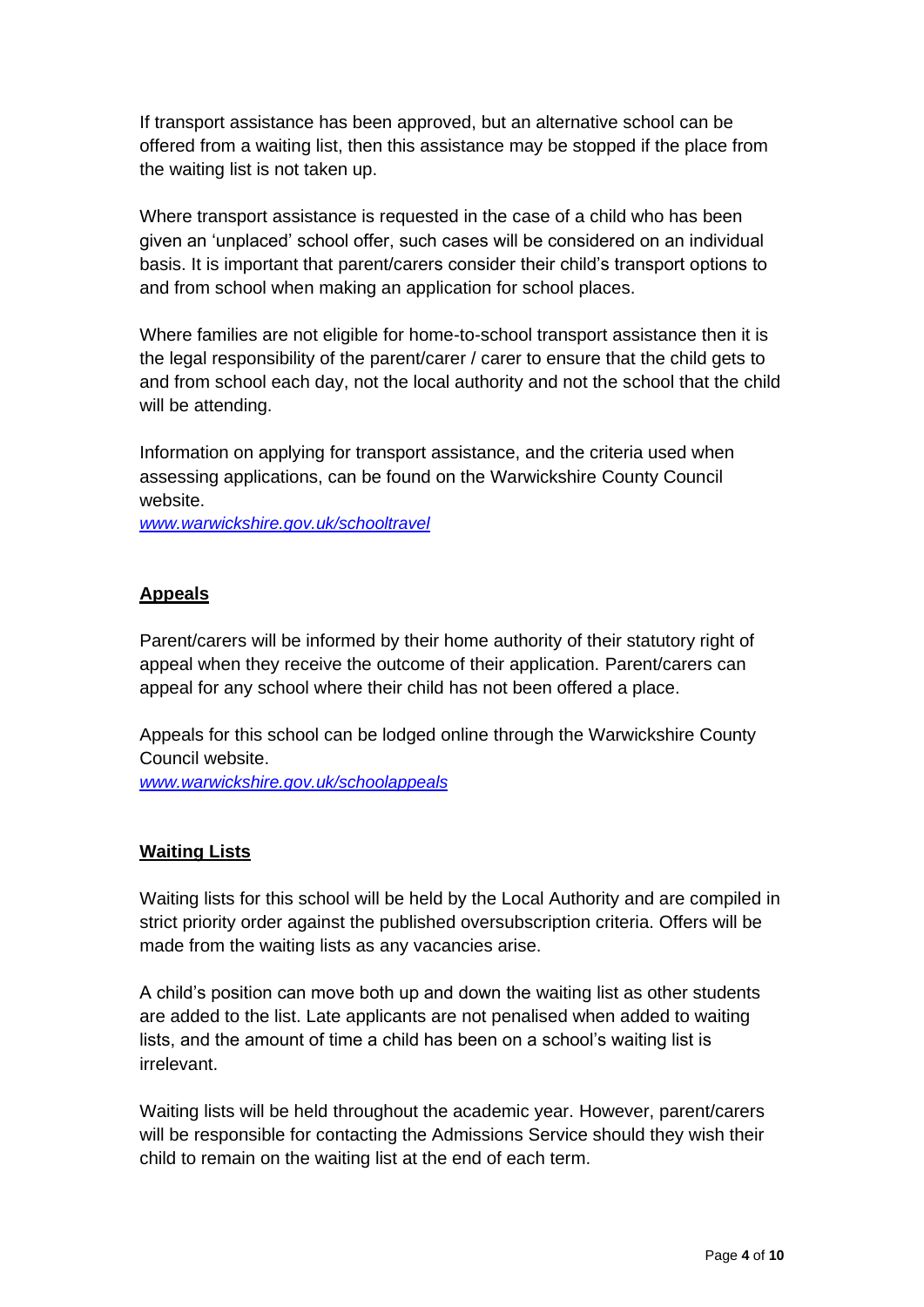If transport assistance has been approved, but an alternative school can be offered from a waiting list, then this assistance may be stopped if the place from the waiting list is not taken up.

Where transport assistance is requested in the case of a child who has been given an 'unplaced' school offer, such cases will be considered on an individual basis. It is important that parent/carers consider their child's transport options to and from school when making an application for school places.

Where families are not eligible for home-to-school transport assistance then it is the legal responsibility of the parent/carer / carer to ensure that the child gets to and from school each day, not the local authority and not the school that the child will be attending.

Information on applying for transport assistance, and the criteria used when assessing applications, can be found on the Warwickshire County Council website.
*www.warwickshire.gov.uk/schooltravel*

## Appeals

Parent/carers will be informed by their home authority of their statutory right of appeal when they receive the outcome of their application. Parent/carers can appeal for any school where their child has not been offered a place.

Appeals for this school can be lodged online through the Warwickshire County Council website.
*www.warwickshire.gov.uk/schoolappeals*

## Waiting Lists

Waiting lists for this school will be held by the Local Authority and are compiled in strict priority order against the published oversubscription criteria. Offers will be made from the waiting lists as any vacancies arise.

A child's position can move both up and down the waiting list as other students are added to the list. Late applicants are not penalised when added to waiting lists, and the amount of time a child has been on a school's waiting list is irrelevant.

Waiting lists will be held throughout the academic year. However, parent/carers will be responsible for contacting the Admissions Service should they wish their child to remain on the waiting list at the end of each term.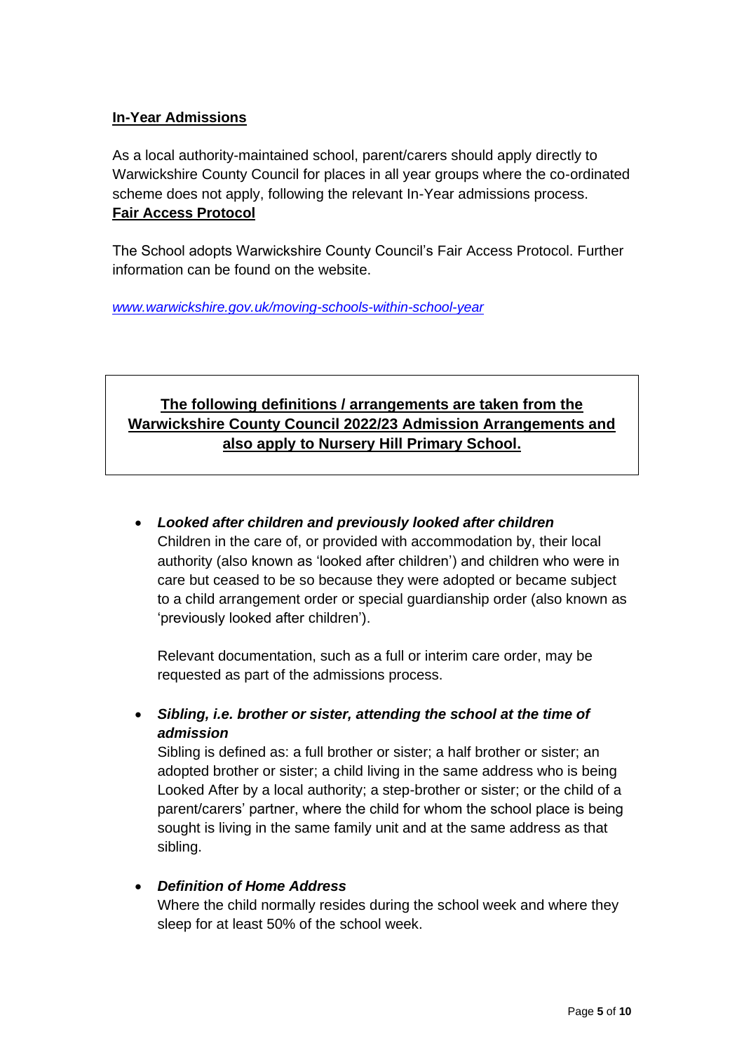**In-Year Admissions**

As a local authority-maintained school, parent/carers should apply directly to Warwickshire County Council for places in all year groups where the co-ordinated scheme does not apply, following the relevant In-Year admissions process.

**Fair Access Protocol**

The School adopts Warwickshire County Council's Fair Access Protocol. Further information can be found on the website.

*www.warwickshire.gov.uk/moving-schools-within-school-year*

**The following definitions / arrangements are taken from the Warwickshire County Council 2022/23 Admission Arrangements and also apply to Nursery Hill Primary School.**

- ***Looked after children and previously looked after children***
  Children in the care of, or provided with accommodation by, their local authority (also known as 'looked after children') and children who were in care but ceased to be so because they were adopted or became subject to a child arrangement order or special guardianship order (also known as 'previously looked after children').

  Relevant documentation, such as a full or interim care order, may be requested as part of the admissions process.

- ***Sibling, i.e. brother or sister, attending the school at the time of admission***
  Sibling is defined as: a full brother or sister; a half brother or sister; an adopted brother or sister; a child living in the same address who is being Looked After by a local authority; a step-brother or sister; or the child of a parent/carers' partner, where the child for whom the school place is being sought is living in the same family unit and at the same address as that sibling.

- ***Definition of Home Address***
  Where the child normally resides during the school week and where they sleep for at least 50% of the school week.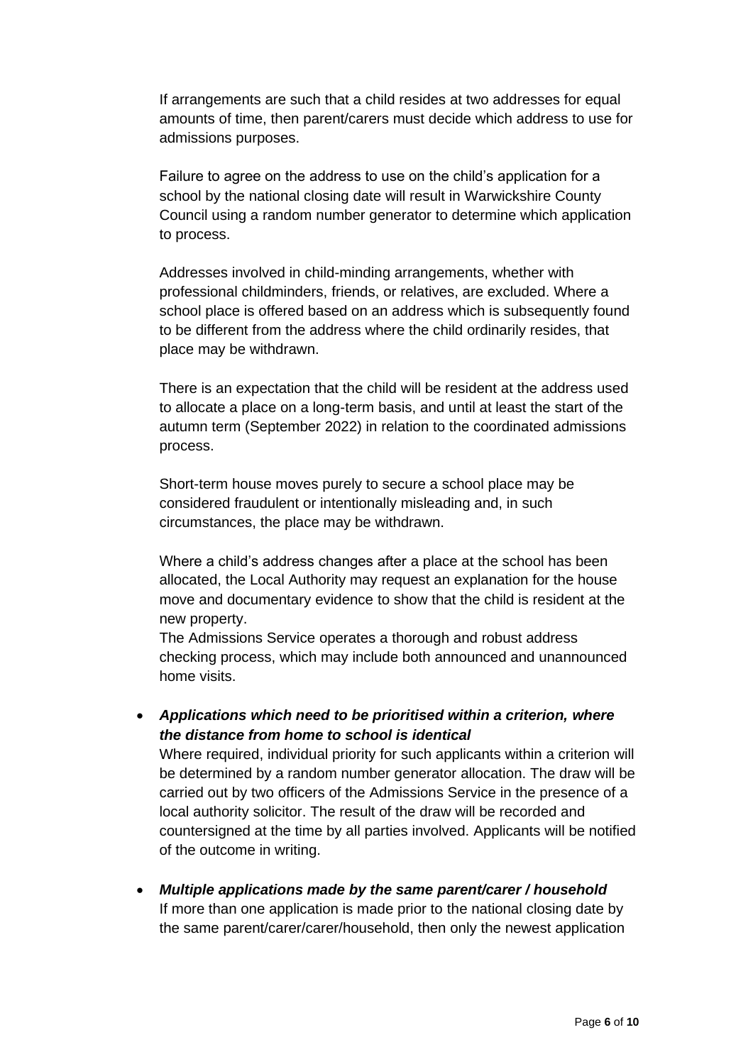If arrangements are such that a child resides at two addresses for equal amounts of time, then parent/carers must decide which address to use for admissions purposes.

Failure to agree on the address to use on the child's application for a school by the national closing date will result in Warwickshire County Council using a random number generator to determine which application to process.

Addresses involved in child-minding arrangements, whether with professional childminders, friends, or relatives, are excluded. Where a school place is offered based on an address which is subsequently found to be different from the address where the child ordinarily resides, that place may be withdrawn.

There is an expectation that the child will be resident at the address used to allocate a place on a long-term basis, and until at least the start of the autumn term (September 2022) in relation to the coordinated admissions process.

Short-term house moves purely to secure a school place may be considered fraudulent or intentionally misleading and, in such circumstances, the place may be withdrawn.

Where a child's address changes after a place at the school has been allocated, the Local Authority may request an explanation for the house move and documentary evidence to show that the child is resident at the new property.
The Admissions Service operates a thorough and robust address checking process, which may include both announced and unannounced home visits.

- ***Applications which need to be prioritised within a criterion, where the distance from home to school is identical***
  Where required, individual priority for such applicants within a criterion will be determined by a random number generator allocation. The draw will be carried out by two officers of the Admissions Service in the presence of a local authority solicitor. The result of the draw will be recorded and countersigned at the time by all parties involved. Applicants will be notified of the outcome in writing.

- ***Multiple applications made by the same parent/carer / household***
  If more than one application is made prior to the national closing date by the same parent/carer/carer/household, then only the newest application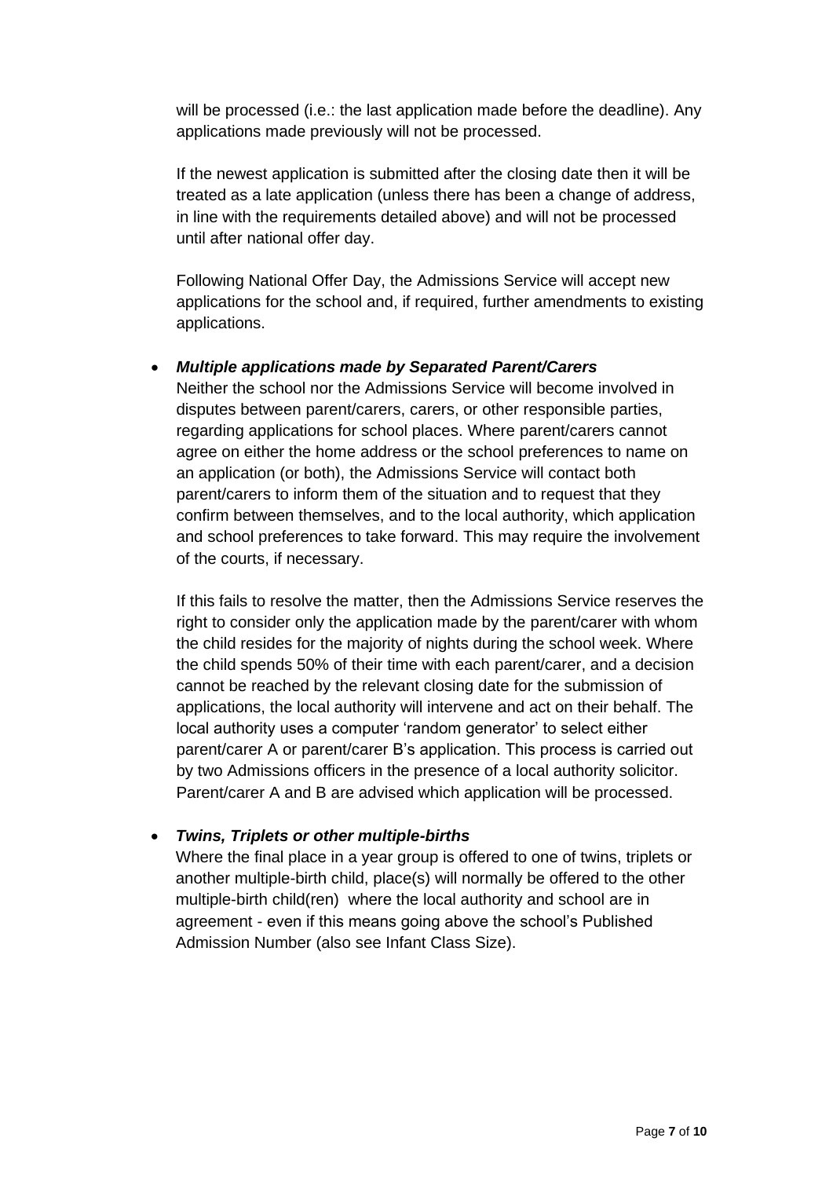will be processed (i.e.: the last application made before the deadline). Any applications made previously will not be processed.

If the newest application is submitted after the closing date then it will be treated as a late application (unless there has been a change of address, in line with the requirements detailed above) and will not be processed until after national offer day.

Following National Offer Day, the Admissions Service will accept new applications for the school and, if required, further amendments to existing applications.

- ***Multiple applications made by Separated Parent/Carers***
  Neither the school nor the Admissions Service will become involved in disputes between parent/carers, carers, or other responsible parties, regarding applications for school places. Where parent/carers cannot agree on either the home address or the school preferences to name on an application (or both), the Admissions Service will contact both parent/carers to inform them of the situation and to request that they confirm between themselves, and to the local authority, which application and school preferences to take forward. This may require the involvement of the courts, if necessary.

  If this fails to resolve the matter, then the Admissions Service reserves the right to consider only the application made by the parent/carer with whom the child resides for the majority of nights during the school week. Where the child spends 50% of their time with each parent/carer, and a decision cannot be reached by the relevant closing date for the submission of applications, the local authority will intervene and act on their behalf. The local authority uses a computer 'random generator' to select either parent/carer A or parent/carer B's application. This process is carried out by two Admissions officers in the presence of a local authority solicitor. Parent/carer A and B are advised which application will be processed.

- ***Twins, Triplets or other multiple-births***
  Where the final place in a year group is offered to one of twins, triplets or another multiple-birth child, place(s) will normally be offered to the other multiple-birth child(ren) where the local authority and school are in agreement - even if this means going above the school's Published Admission Number (also see Infant Class Size).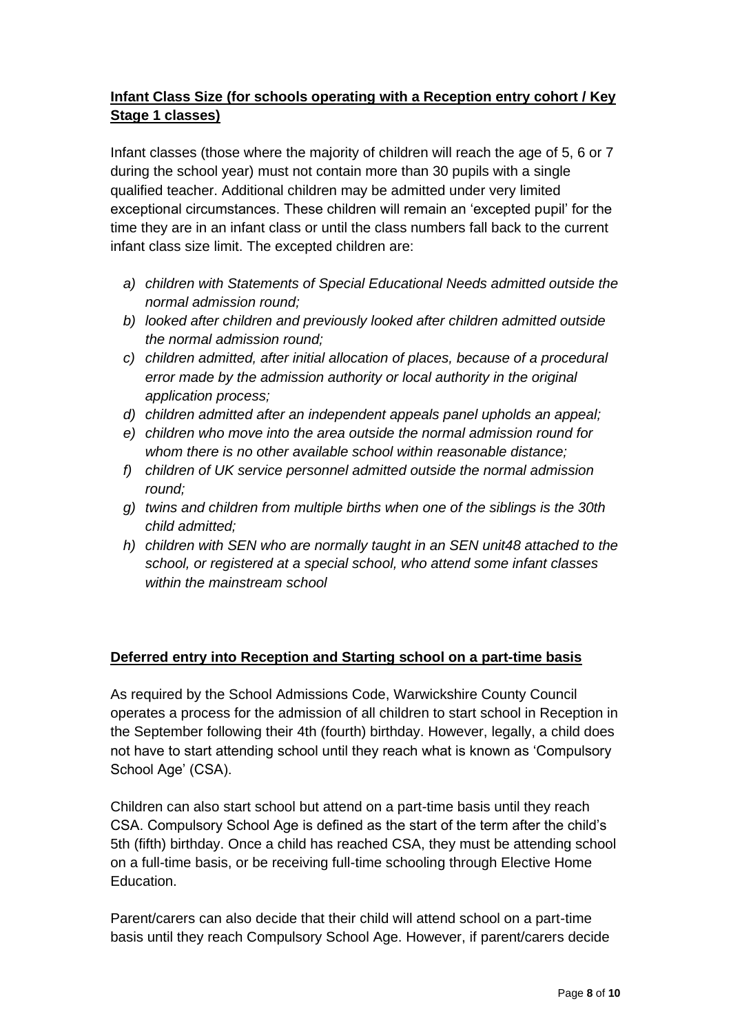## Infant Class Size (for schools operating with a Reception entry cohort / Key Stage 1 classes)

Infant classes (those where the majority of children will reach the age of 5, 6 or 7 during the school year) must not contain more than 30 pupils with a single qualified teacher. Additional children may be admitted under very limited exceptional circumstances. These children will remain an 'excepted pupil' for the time they are in an infant class or until the class numbers fall back to the current infant class size limit. The excepted children are:

a) *children with Statements of Special Educational Needs admitted outside the normal admission round;*
b) *looked after children and previously looked after children admitted outside the normal admission round;*
c) *children admitted, after initial allocation of places, because of a procedural error made by the admission authority or local authority in the original application process;*
d) *children admitted after an independent appeals panel upholds an appeal;*
e) *children who move into the area outside the normal admission round for whom there is no other available school within reasonable distance;*
f) *children of UK service personnel admitted outside the normal admission round;*
g) *twins and children from multiple births when one of the siblings is the 30th child admitted;*
h) *children with SEN who are normally taught in an SEN unit48 attached to the school, or registered at a special school, who attend some infant classes within the mainstream school*

## Deferred entry into Reception and Starting school on a part-time basis

As required by the School Admissions Code, Warwickshire County Council operates a process for the admission of all children to start school in Reception in the September following their 4th (fourth) birthday. However, legally, a child does not have to start attending school until they reach what is known as 'Compulsory School Age' (CSA).

Children can also start school but attend on a part-time basis until they reach CSA. Compulsory School Age is defined as the start of the term after the child's 5th (fifth) birthday. Once a child has reached CSA, they must be attending school on a full-time basis, or be receiving full-time schooling through Elective Home Education.

Parent/carers can also decide that their child will attend school on a part-time basis until they reach Compulsory School Age. However, if parent/carers decide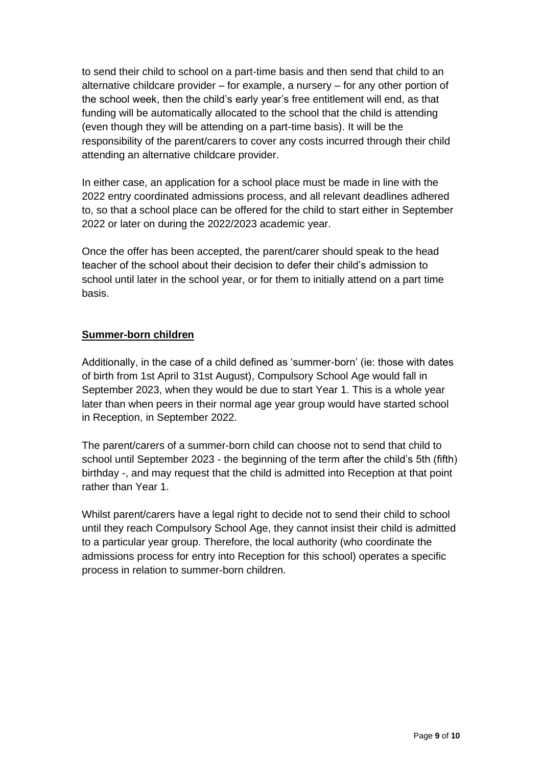to send their child to school on a part-time basis and then send that child to an alternative childcare provider – for example, a nursery – for any other portion of the school week, then the child's early year's free entitlement will end, as that funding will be automatically allocated to the school that the child is attending (even though they will be attending on a part-time basis). It will be the responsibility of the parent/carers to cover any costs incurred through their child attending an alternative childcare provider.

In either case, an application for a school place must be made in line with the 2022 entry coordinated admissions process, and all relevant deadlines adhered to, so that a school place can be offered for the child to start either in September 2022 or later on during the 2022/2023 academic year.

Once the offer has been accepted, the parent/carer should speak to the head teacher of the school about their decision to defer their child's admission to school until later in the school year, or for them to initially attend on a part time basis.

**Summer-born children**

Additionally, in the case of a child defined as 'summer-born' (ie: those with dates of birth from 1st April to 31st August), Compulsory School Age would fall in September 2023, when they would be due to start Year 1. This is a whole year later than when peers in their normal age year group would have started school in Reception, in September 2022.

The parent/carers of a summer-born child can choose not to send that child to school until September 2023 - the beginning of the term after the child's 5th (fifth) birthday -, and may request that the child is admitted into Reception at that point rather than Year 1.

Whilst parent/carers have a legal right to decide not to send their child to school until they reach Compulsory School Age, they cannot insist their child is admitted to a particular year group. Therefore, the local authority (who coordinate the admissions process for entry into Reception for this school) operates a specific process in relation to summer-born children.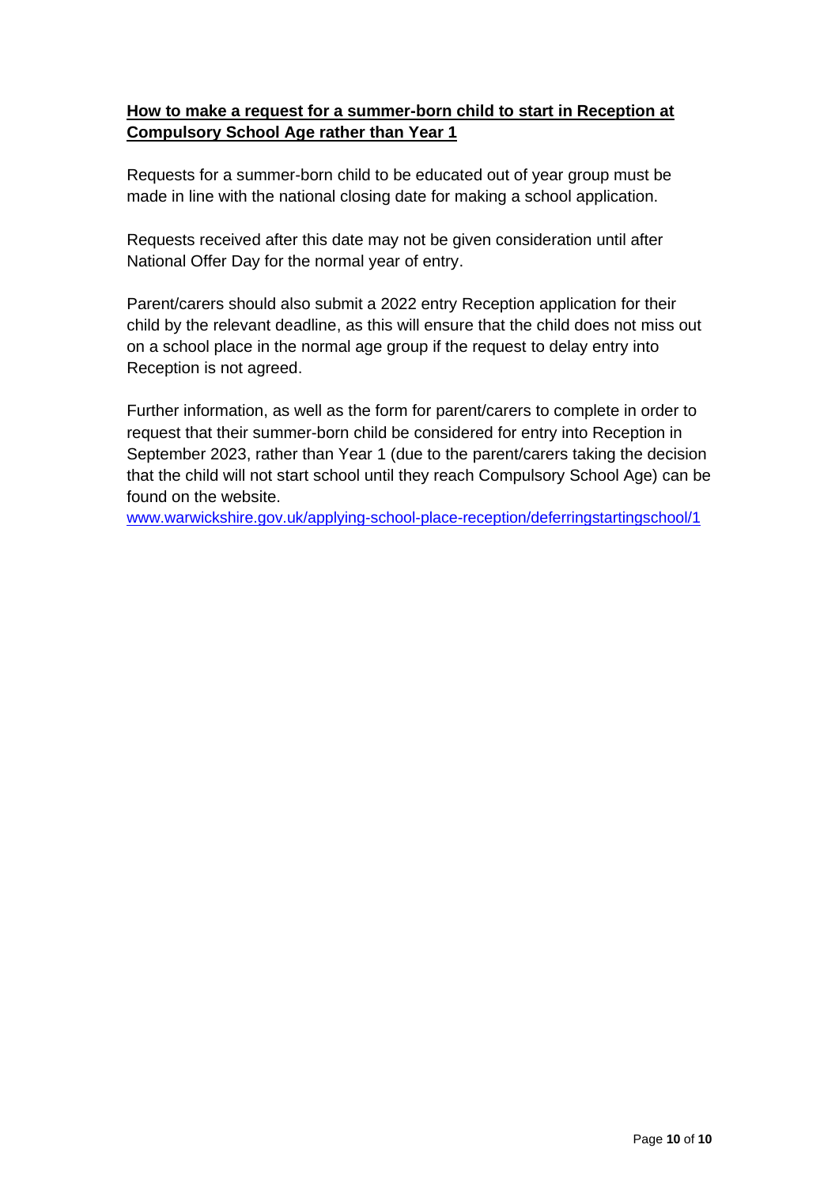## How to make a request for a summer-born child to start in Reception at Compulsory School Age rather than Year 1

Requests for a summer-born child to be educated out of year group must be made in line with the national closing date for making a school application.

Requests received after this date may not be given consideration until after National Offer Day for the normal year of entry.

Parent/carers should also submit a 2022 entry Reception application for their child by the relevant deadline, as this will ensure that the child does not miss out on a school place in the normal age group if the request to delay entry into Reception is not agreed.

Further information, as well as the form for parent/carers to complete in order to request that their summer-born child be considered for entry into Reception in September 2023, rather than Year 1 (due to the parent/carers taking the decision that the child will not start school until they reach Compulsory School Age) can be found on the website.
www.warwickshire.gov.uk/applying-school-place-reception/deferringstartingschool/1